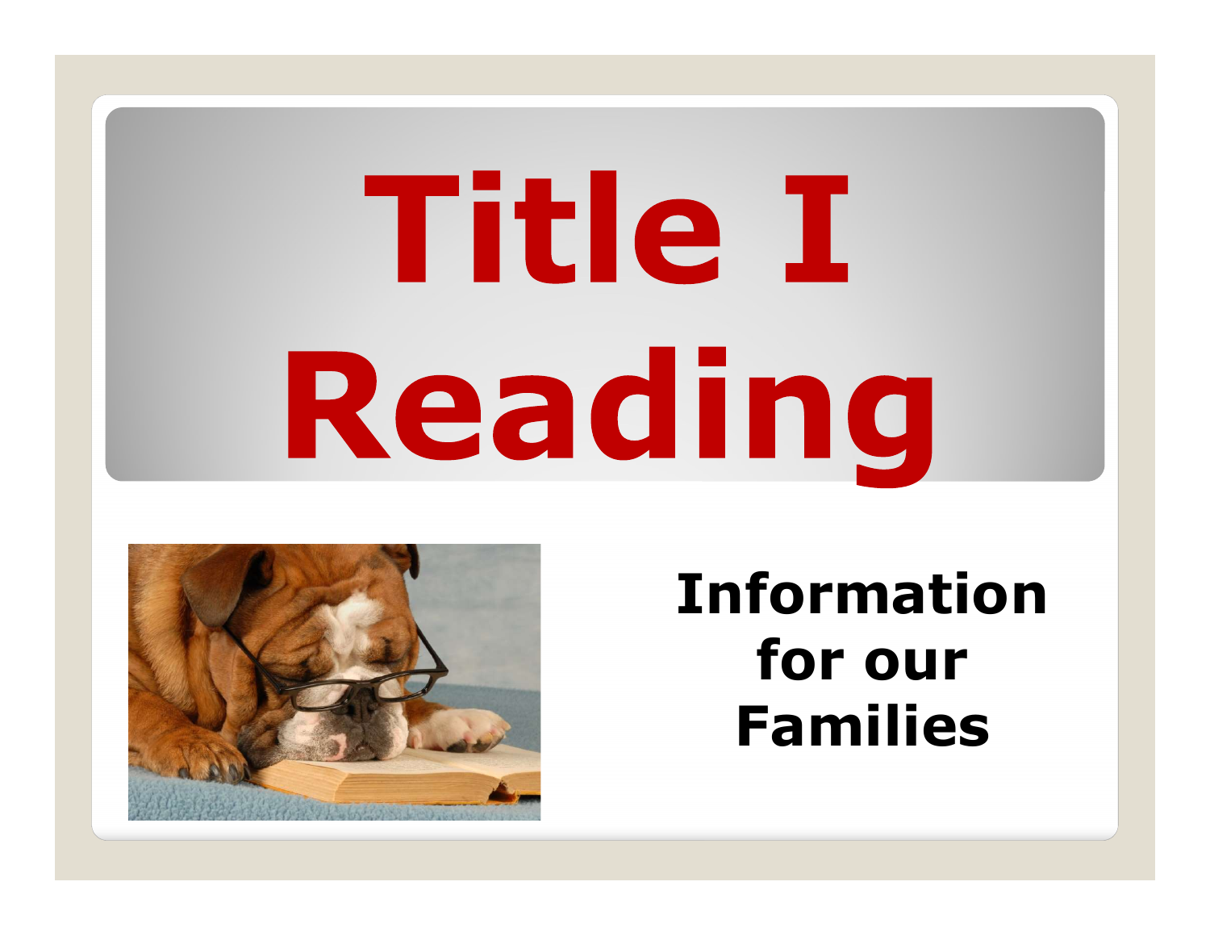# Title I Reading

**Information for our Families**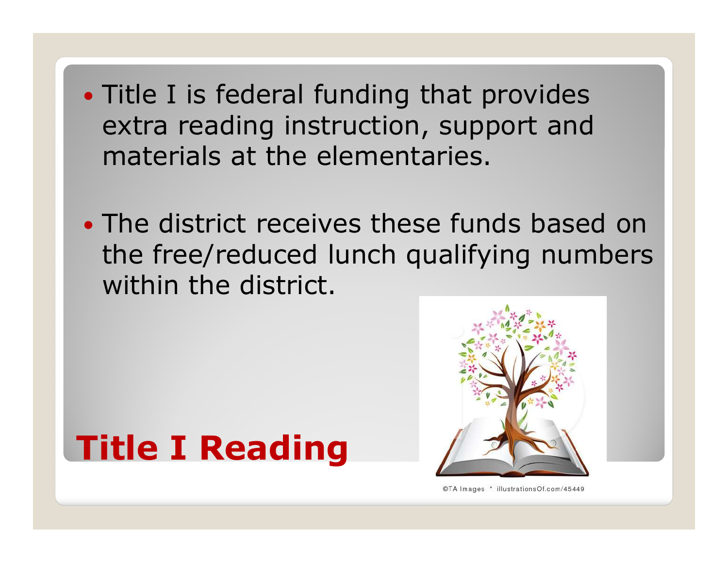# Title I Reading

- Title I is federal funding that provides extra reading instruction, support and materials at the elementaries.

- The district receives these funds based on the free/reduced lunch qualifying numbers within the district.

©TA Images * illustrationsOf.com/45449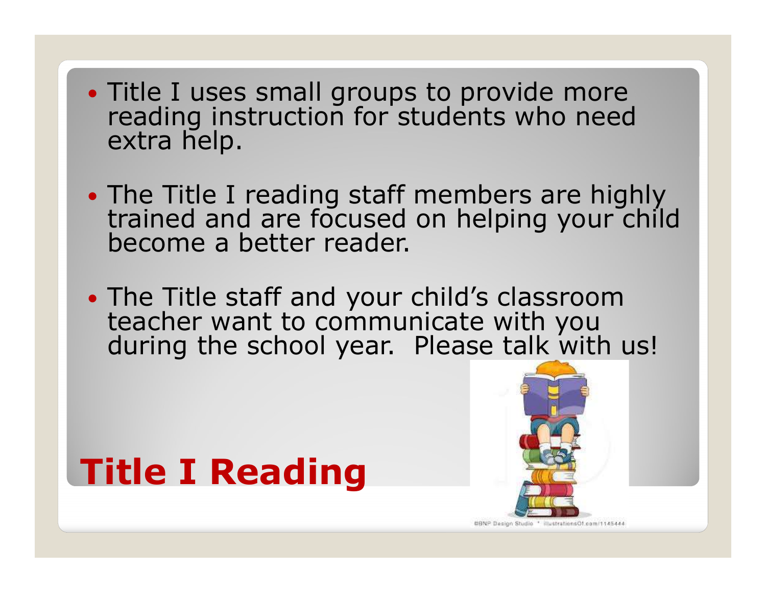- Title I uses small groups to provide more reading instruction for students who need extra help.
- The Title I reading staff members are highly trained and are focused on helping your child become a better reader.
- The Title staff and your child's classroom teacher want to communicate with you during the school year. Please talk with us!

# Title I Reading

©BNP Design Studio * illustrationsOf.com/1145444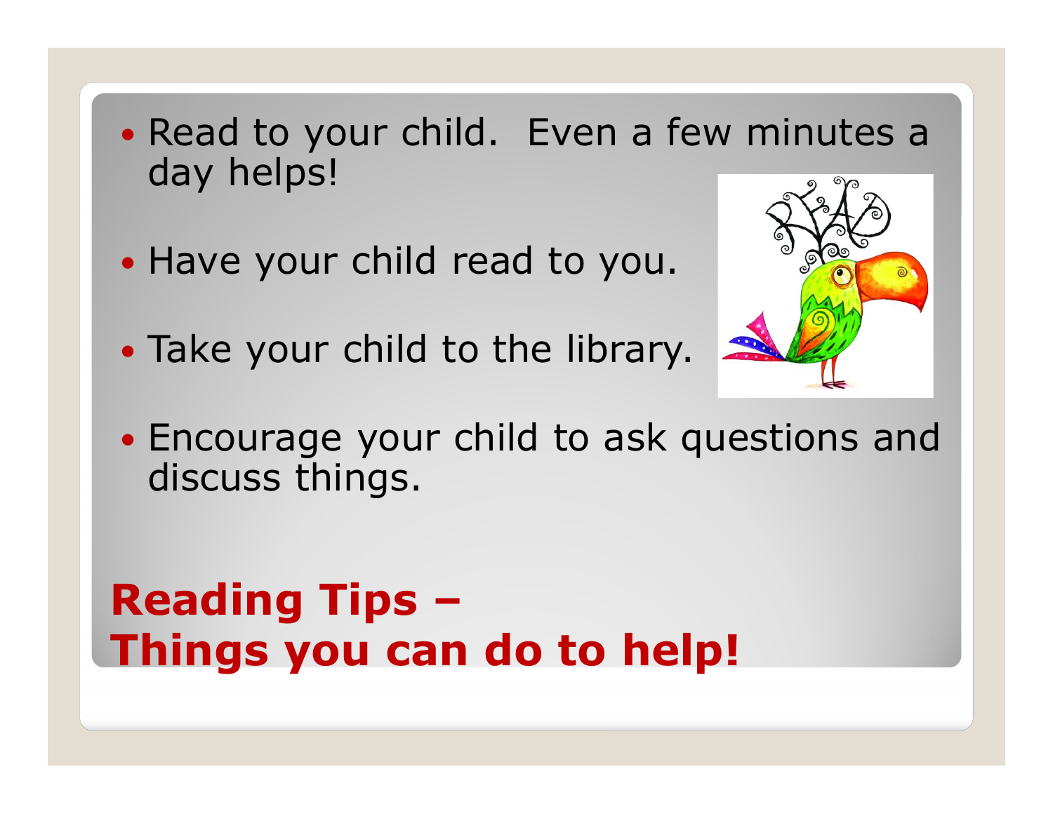- Read to your child. Even a few minutes a day helps!
- Have your child read to you.
- Take your child to the library.
- Encourage your child to ask questions and discuss things.

## Reading Tips – Things you can do to help!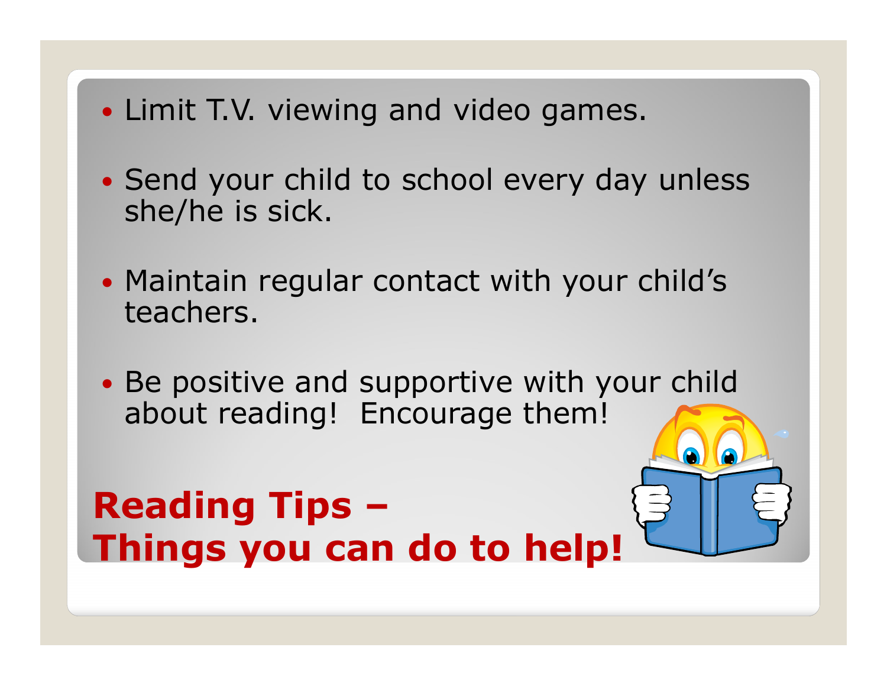- Limit T.V. viewing and video games.
- Send your child to school every day unless she/he is sick.
- Maintain regular contact with your child's teachers.
- Be positive and supportive with your child about reading! Encourage them!

## Reading Tips – Things you can do to help!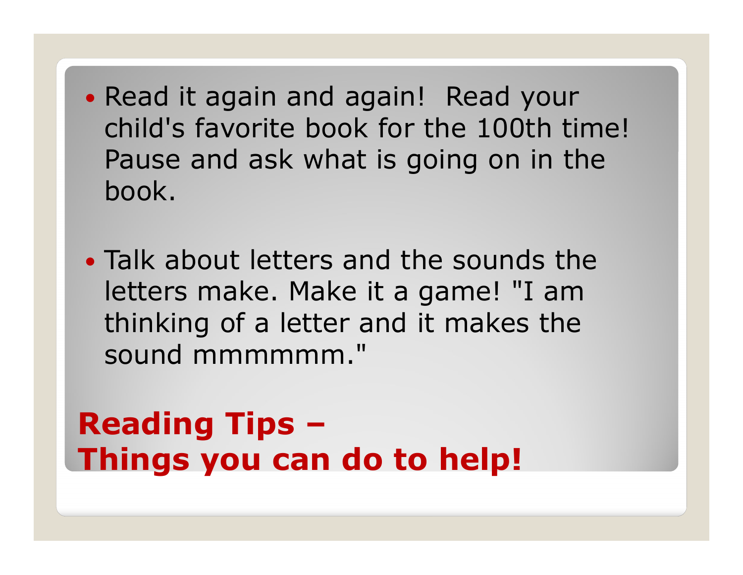- Read it again and again! Read your child's favorite book for the 100th time! Pause and ask what is going on in the book.

- Talk about letters and the sounds the letters make. Make it a game! "I am thinking of a letter and it makes the sound mmmmmm."

## Reading Tips – Things you can do to help!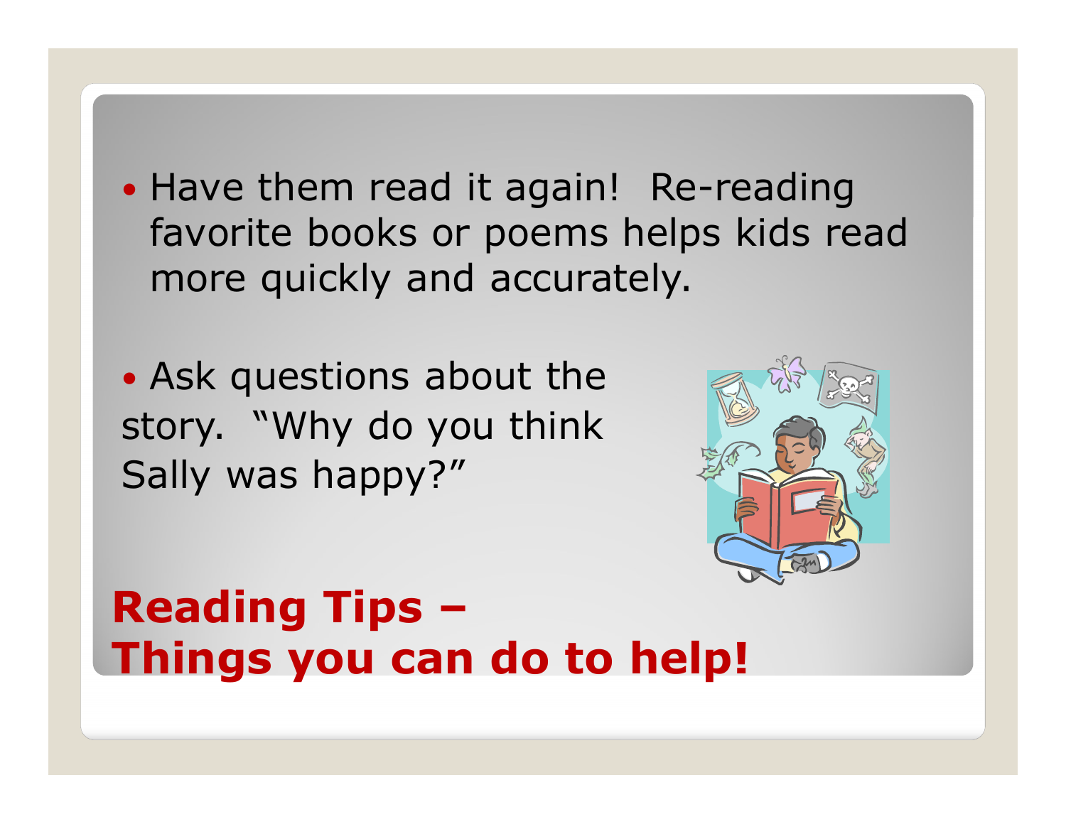- Have them read it again! Re-reading favorite books or poems helps kids read more quickly and accurately.

- Ask questions about the story. "Why do you think Sally was happy?"

# Reading Tips – Things you can do to help!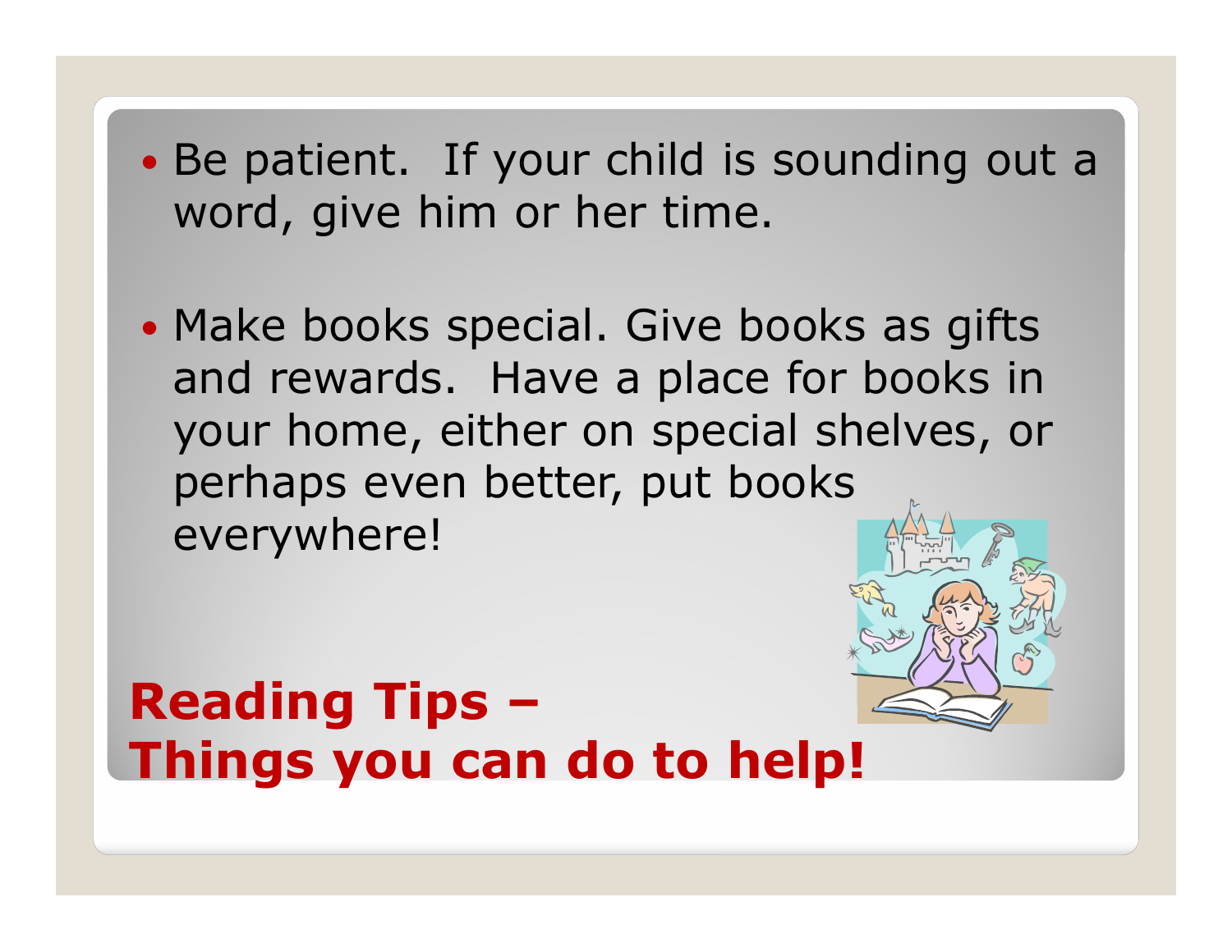- Be patient. If your child is sounding out a word, give him or her time.

- Make books special. Give books as gifts and rewards. Have a place for books in your home, either on special shelves, or perhaps even better, put books everywhere!

## Reading Tips – Things you can do to help!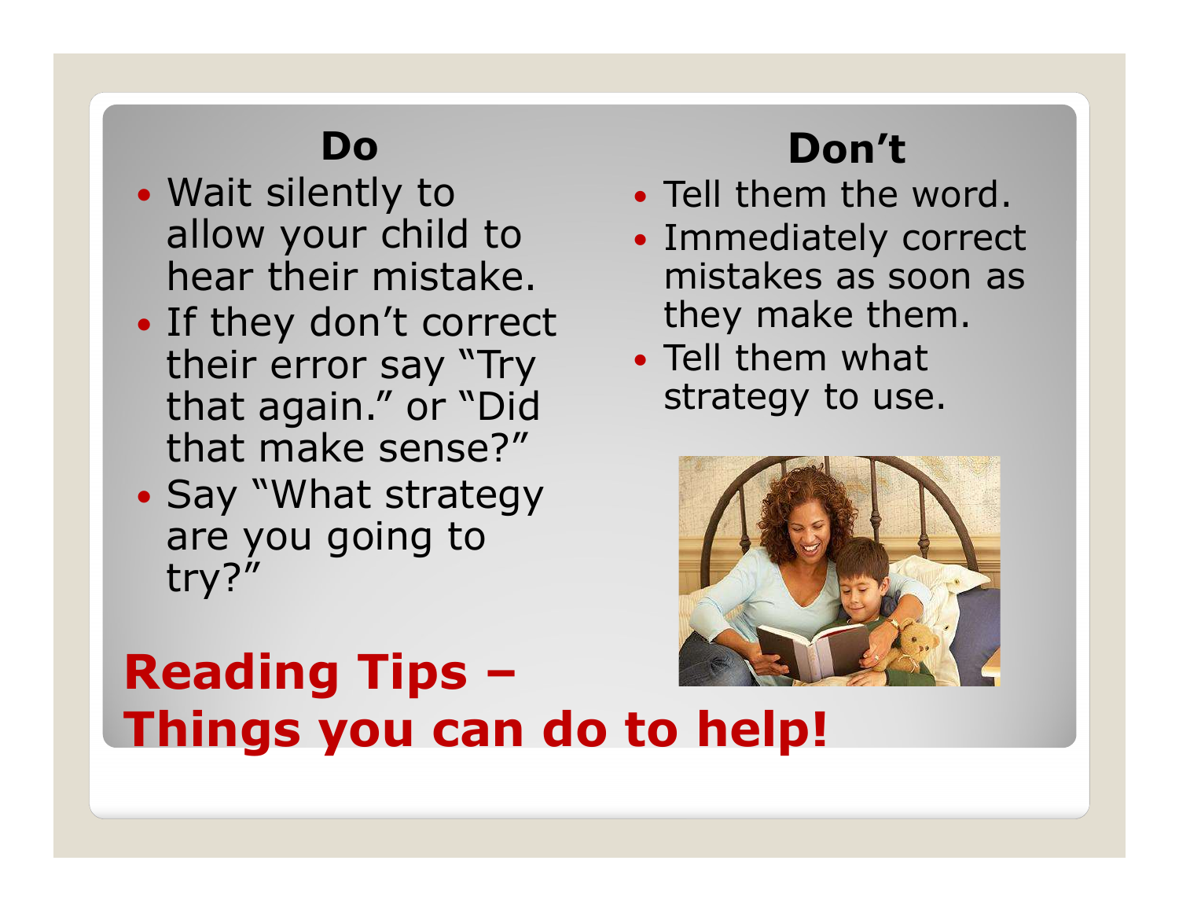## Do

- Wait silently to allow your child to hear their mistake.
- If they don't correct their error say "Try that again." or "Did that make sense?"
- Say "What strategy are you going to try?"

## Don't

- Tell them the word.
- Immediately correct mistakes as soon as they make them.
- Tell them what strategy to use.

# Reading Tips – Things you can do to help!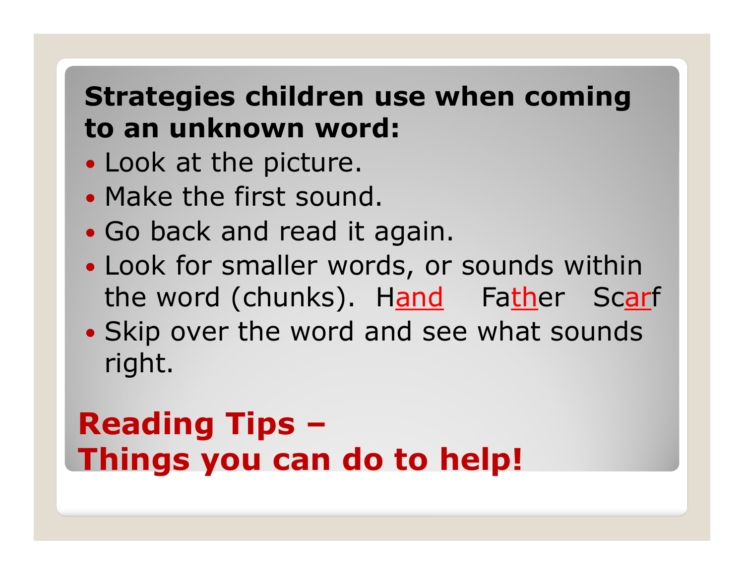**Strategies children use when coming to an unknown word:**

- Look at the picture.
- Make the first sound.
- Go back and read it again.
- Look for smaller words, or sounds within the word (chunks). H<u>and</u> Fa<u>th</u>er Sc<u>ar</u>f
- Skip over the word and see what sounds right.

## Reading Tips – Things you can do to help!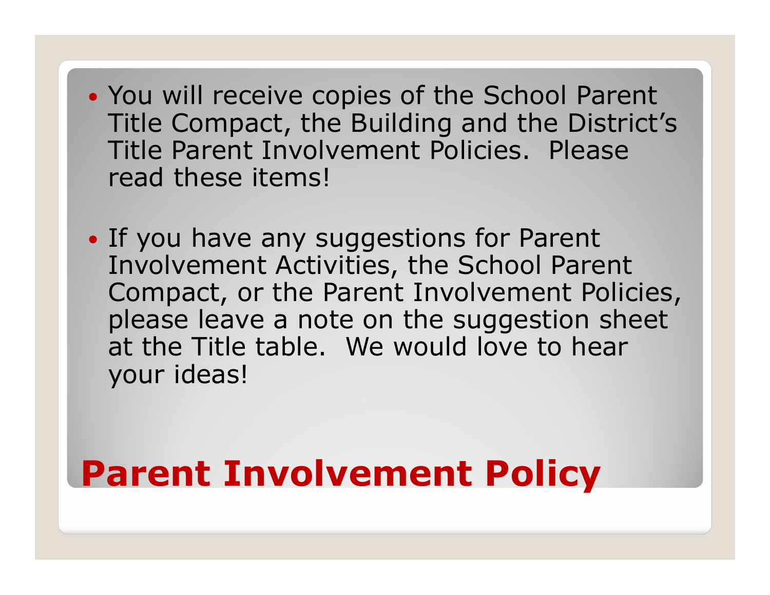- You will receive copies of the School Parent Title Compact, the Building and the District's Title Parent Involvement Policies. Please read these items!

- If you have any suggestions for Parent Involvement Activities, the School Parent Compact, or the Parent Involvement Policies, please leave a note on the suggestion sheet at the Title table. We would love to hear your ideas!

# Parent Involvement Policy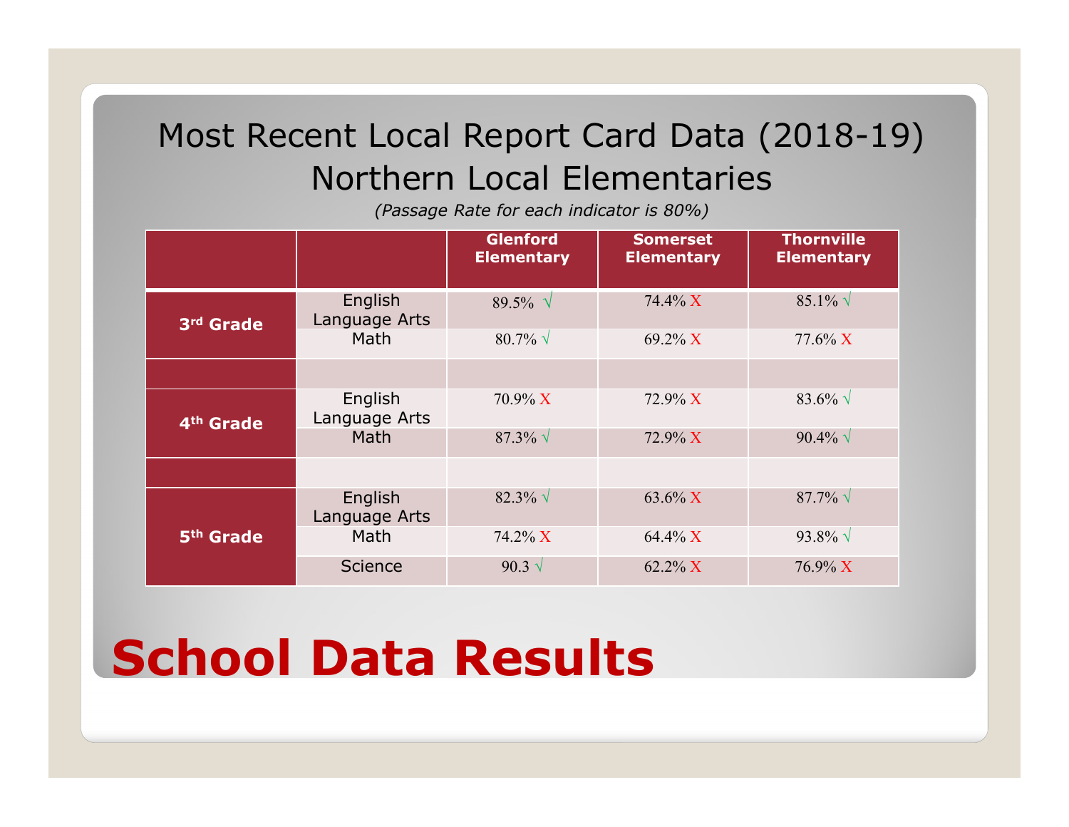# Most Recent Local Report Card Data (2018-19) Northern Local Elementaries

*(Passage Rate for each indicator is 80%)*

| | | Glenford Elementary | Somerset Elementary | Thornville Elementary |
|---|---|---|---|---|
| 3rd Grade | English Language Arts | 89.5% √ | 74.4% X | 85.1% √ |
| | Math | 80.7% √ | 69.2% X | 77.6% X |
| | | | | |
| 4th Grade | English Language Arts | 70.9% X | 72.9% X | 83.6% √ |
| | Math | 87.3% √ | 72.9% X | 90.4% √ |
| | | | | |
| 5th Grade | English Language Arts | 82.3% √ | 63.6% X | 87.7% √ |
| | Math | 74.2% X | 64.4% X | 93.8% √ |
| | Science | 90.3 √ | 62.2% X | 76.9% X |

# School Data Results